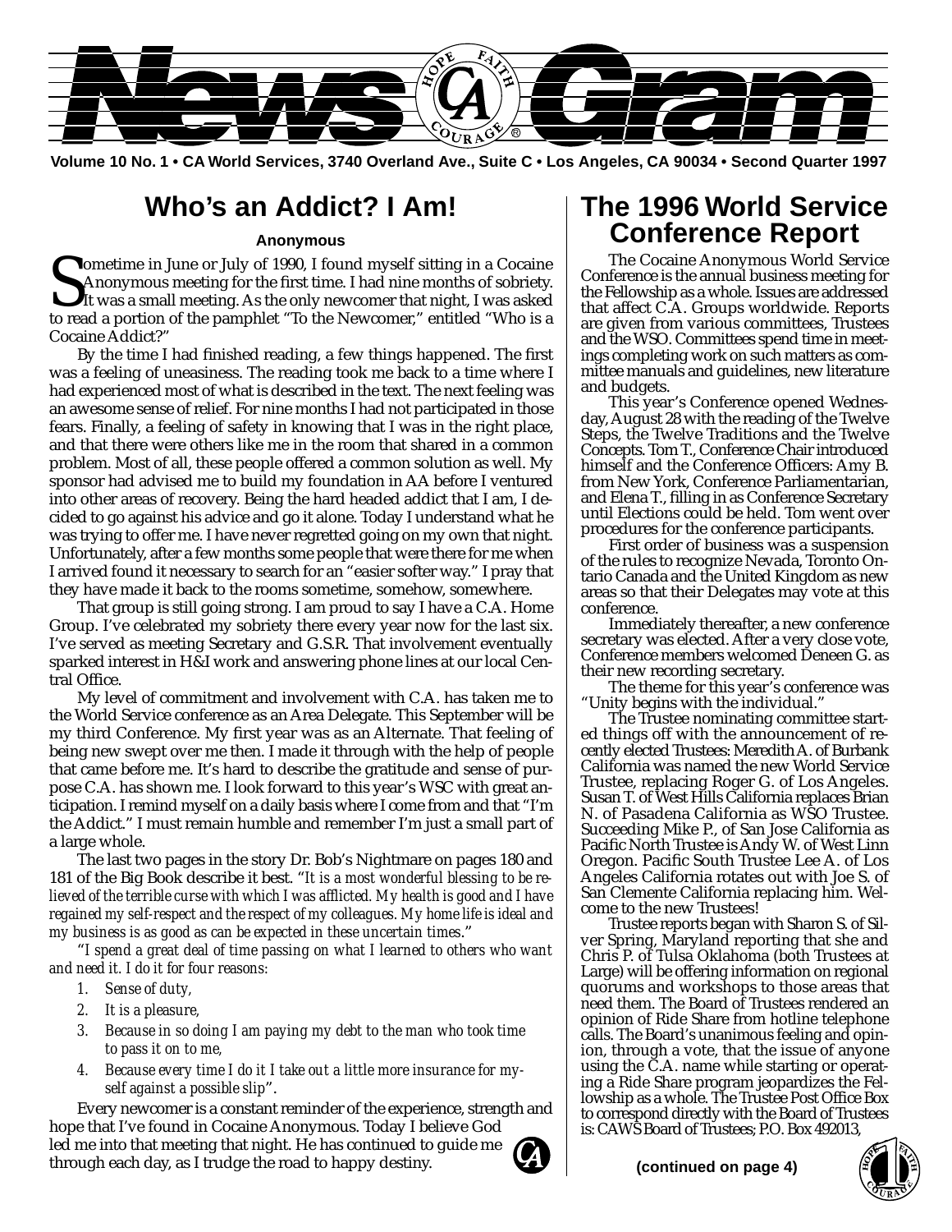# News Gram

Volume 10 No. 1 • CA World Services, 3740 Overland Ave., Suite C • Los Angeles, CA 90034 • Second Quarter 1997

## Who's an Addict? I Am!

**Anonymous**

Sometime in June or July of 1990, I found myself sitting in a Cocaine Anonymous meeting for the first time. I had nine months of sobriety. It was a small meeting. As the only newcomer that night, I was asked to read a portion of the pamphlet "To the Newcomer," entitled "Who is a Cocaine Addict?"

By the time I had finished reading, a few things happened. The first was a feeling of uneasiness. The reading took me back to a time where I had experienced most of what is described in the text. The next feeling was an awesome sense of relief. For nine months I had not participated in those fears. Finally, a feeling of safety in knowing that I was in the right place, and that there were others like me in the room that shared in a common problem. Most of all, these people offered a common solution as well. My sponsor had advised me to build my foundation in AA before I ventured into other areas of recovery. Being the hard headed addict that I am, I decided to go against his advice and go it alone. Today I understand what he was trying to offer me. I have never regretted going on my own that night. Unfortunately, after a few months some people that were there for me when I arrived found it necessary to search for an "easier softer way." I pray that they have made it back to the rooms sometime, somehow, somewhere.

That group is still going strong. I am proud to say I have a C.A. Home Group. I've celebrated my sobriety there every year now for the last six. I've served as meeting Secretary and G.S.R. That involvement eventually sparked interest in H&I work and answering phone lines at our local Central Office.

My level of commitment and involvement with C.A. has taken me to the World Service conference as an Area Delegate. This September will be my third Conference. My first year was as an Alternate. That feeling of being new swept over me then. I made it through with the help of people that came before me. It's hard to describe the gratitude and sense of purpose C.A. has shown me. I look forward to this year's WSC with great anticipation. I remind myself on a daily basis where I come from and that "I'm the Addict." I must remain humble and remember I'm just a small part of a large whole.

The last two pages in the story Dr. Bob's Nightmare on pages 180 and 181 of the Big Book describe it best. "*It is a most wonderful blessing to be relieved of the terrible curse with which I was afflicted. My health is good and I have regained my self-respect and the respect of my colleagues. My home life is ideal and my business is as good as can be expected in these uncertain times*."

"*I spend a great deal of time passing on what I learned to others who want and need it. I do it for four reasons:*

1. *Sense of duty,*
2. *It is a pleasure,*
3. *Because in so doing I am paying my debt to the man who took time to pass it on to me,*
4. *Because every time I do it I take out a little more insurance for myself against a possible slip*".

Every newcomer is a constant reminder of the experience, strength and hope that I've found in Cocaine Anonymous. Today I believe God led me into that meeting that night. He has continued to guide me through each day, as I trudge the road to happy destiny.

## The 1996 World Service Conference Report

The Cocaine Anonymous World Service Conference is the annual business meeting for the Fellowship as a whole. Issues are addressed that affect C.A. Groups worldwide. Reports are given from various committees, Trustees and the WSO. Committees spend time in meetings completing work on such matters as committee manuals and guidelines, new literature and budgets.

This year's Conference opened Wednesday, August 28 with the reading of the Twelve Steps, the Twelve Traditions and the Twelve Concepts. Tom T., Conference Chair introduced himself and the Conference Officers: Amy B. from New York, Conference Parliamentarian, and Elena T., filling in as Conference Secretary until Elections could be held. Tom went over procedures for the conference participants.

First order of business was a suspension of the rules to recognize Nevada, Toronto Ontario Canada and the United Kingdom as new areas so that their Delegates may vote at this conference.

Immediately thereafter, a new conference secretary was elected. After a very close vote, Conference members welcomed Deneen G. as their new recording secretary.

The theme for this year's conference was "Unity begins with the individual."

The Trustee nominating committee started things off with the announcement of recently elected Trustees: Meredith A. of Burbank California was named the new World Service Trustee, replacing Roger G. of Los Angeles. Susan T. of West Hills California replaces Brian N. of Pasadena California as WSO Trustee. Succeeding Mike P., of San Jose California as Pacific North Trustee is Andy W. of West Linn Oregon. Pacific South Trustee Lee A. of Los Angeles California rotates out with Joe S. of San Clemente California replacing him. Welcome to the new Trustees!

Trustee reports began with Sharon S. of Silver Spring, Maryland reporting that she and Chris P. of Tulsa Oklahoma (both Trustees at Large) will be offering information on regional quorums and workshops to those areas that need them. The Board of Trustees rendered an opinion of Ride Share from hotline telephone calls. The Board's unanimous feeling and opinion, through a vote, that the issue of anyone using the C.A. name while starting or operating a Ride Share program jeopardizes the Fellowship as a whole. The Trustee Post Office Box to correspond directly with the Board of Trustees is: CAWS Board of Trustees; P.O. Box 492013,

**(continued on page 4)**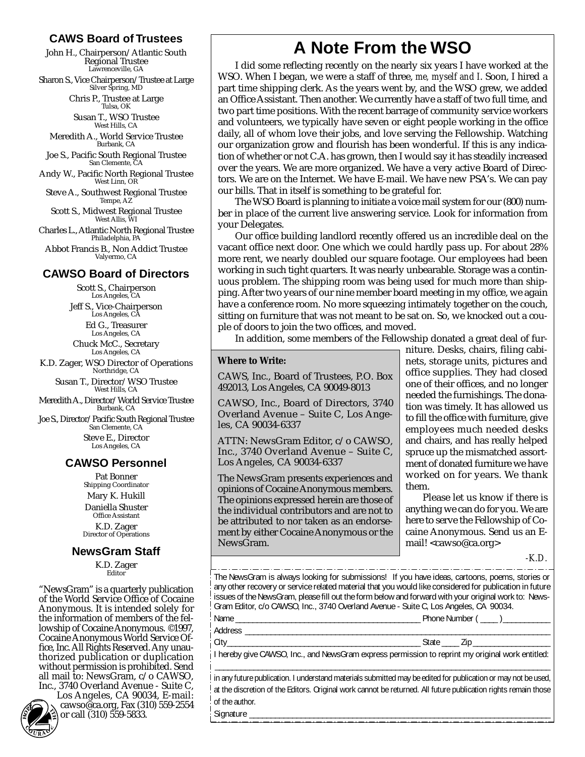## CAWS Board of Trustees

John H., Chairperson/Atlantic South Regional Trustee
Lawrenceville, GA

Sharon S., Vice Chairperson/Trustee at Large
Silver Spring, MD

Chris P., Trustee at Large
Tulsa, OK

Susan T., WSO Trustee
West Hills, CA

Meredith A., World Service Trustee
Burbank, CA

Joe S., Pacific South Regional Trustee
San Clemente, CA

Andy W., Pacific North Regional Trustee
West Linn, OR

Steve A., Southwest Regional Trustee
Tempe, AZ

Scott S., Midwest Regional Trustee
West Allis, WI

Charles L., Atlantic North Regional Trustee
Philadelphia, PA

Abbot Francis B., Non Addict Trustee
Valyermo, CA

## CAWSO Board of Directors

Scott S., Chairperson
Los Angeles, CA

Jeff S., Vice-Chairperson
Los Angeles, CA

Ed G., Treasurer
Los Angeles, CA

Chuck McC., Secretary
Los Angeles, CA

K.D. Zager, WSO Director of Operations
Northridge, CA

Susan T., Director/WSO Trustee
West Hills, CA

Meredith A., Director/World Service Trustee
Burbank, CA

Joe S., Director/Pacific South Regional Trustee
San Clemente, CA

Steve E., Director
Los Angeles, CA

## CAWSO Personnel

Pat Bonner
Shipping Coordinator

Mary K. Hukill

Daniella Shuster
Office Assistant

K.D. Zager
Director of Operations

## NewsGram Staff

K.D. Zager
Editor

"NewsGram" is a quarterly publication of the World Service Office of Cocaine Anonymous. It is intended solely for the information of members of the fellowship of Cocaine Anonymous. ©1997, Cocaine Anonymous World Service Office, Inc. All Rights Reserved. Any unauthorized publication or duplication without permission is prohibited. Send all mail to: NewsGram, c/o CAWSO, Inc., 3740 Overland Avenue - Suite C, Los Angeles, CA 90034, E-mail: cawso@ca.org, Fax (310) 559-2554 or call (310) 559-5833.

# A Note From the WSO

I did some reflecting recently on the nearly six years I have worked at the WSO. When I began, we were a staff of three, *me, myself and I*. Soon, I hired a part time shipping clerk. As the years went by, and the WSO grew, we added an Office Assistant. Then another. We currently have a staff of two full time, and two part time positions. With the recent barrage of community service workers and volunteers, we typically have seven or eight people working in the office daily, all of whom love their jobs, and love serving the Fellowship. Watching our organization grow and flourish has been wonderful. If this is any indication of whether or not C.A. has grown, then I would say it has steadily increased over the years. We are more organized. We have a very active Board of Directors. We are on the Internet. We have E-mail. We have new PSA's. We can pay our bills. That in itself is something to be grateful for.

The WSO Board is planning to initiate a voice mail system for our (800) number in place of the current live answering service. Look for information from your Delegates.

Our office building landlord recently offered us an incredible deal on the vacant office next door. One which we could hardly pass up. For about 28% more rent, we nearly doubled our square footage. Our employees had been working in such tight quarters. It was nearly unbearable. Storage was a continuous problem. The shipping room was being used for much more than shipping. After two years of our nine member board meeting in my office, we again have a conference room. No more squeezing intimately together on the couch, sitting on furniture that was not meant to be sat on. So, we knocked out a couple of doors to join the two offices, and moved.

In addition, some members of the Fellowship donated a great deal of furniture. Desks, chairs, filing cabinets, storage units, pictures and office supplies. They had closed one of their offices, and no longer needed the furnishings. The donation was timely. It has allowed us to fill the office with furniture, give employees much needed desks and chairs, and has really helped spruce up the mismatched assortment of donated furniture we have worked on for years. We thank them.

Please let us know if there is anything we can do for you. We are here to serve the Fellowship of Cocaine Anonymous. Send us an E-mail! <cawso@ca.org>

*-K.D.*

**Where to Write:**

CAWS, Inc., Board of Trustees, P.O. Box 492013, Los Angeles, CA 90049-8013

CAWSO, Inc., Board of Directors, 3740 Overland Avenue – Suite C, Los Angeles, CA 90034-6337

ATTN: NewsGram Editor, c/o CAWSO, Inc., 3740 Overland Avenue – Suite C, Los Angeles, CA 90034-6337

The NewsGram presents experiences and opinions of Cocaine Anonymous members. The opinions expressed herein are those of the individual contributors and are not to be attributed to nor taken as an endorsement by either Cocaine Anonymous or the NewsGram.

---

The NewsGram is always looking for submissions! If you have ideas, cartoons, poems, stories or any other recovery or service related material that you would like considered for publication in future issues of the NewsGram, please fill out the form below and forward with your original work to: NewsGram Editor, c/o CAWSO, Inc., 3740 Overland Avenue - Suite C, Los Angeles, CA 90034.

Name ____________________________________ Phone Number ( ____ )___________

Address ____________________________________________________________

City____________________________________ State ____ Zip ________________

I hereby give CAWSO, Inc., and NewsGram express permission to reprint my original work entitled:

____________________________________________________________

in any future publication. I understand materials submitted may be edited for publication or may not be used, at the discretion of the Editors. Original work cannot be returned. All future publication rights remain those of the author.

Signature ____________________________________________________________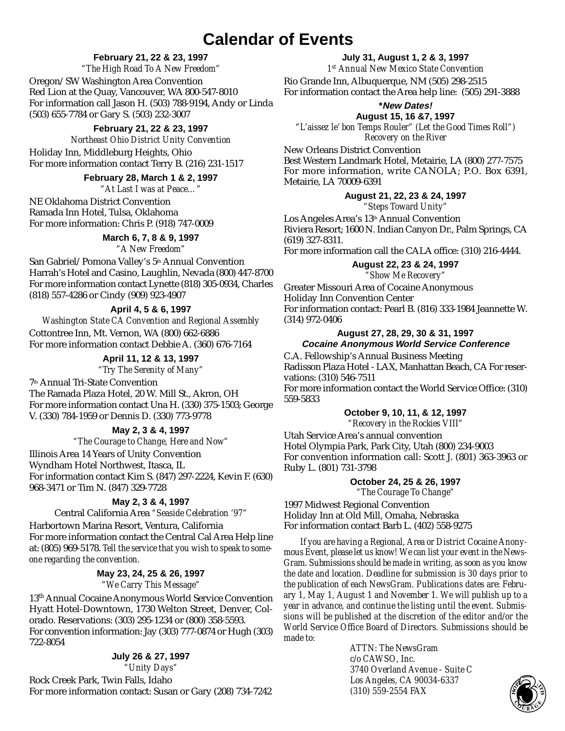# Calendar of Events

**February 21, 22 & 23, 1997**

*"The High Road To A New Freedom"*

Oregon/SW Washington Area Convention
Red Lion at the Quay, Vancouver, WA 800-547-8010
For information call Jason H. (503) 788-9194, Andy or Linda (503) 655-7784 or Gary S. (503) 232-3007

**February 21, 22 & 23, 1997**

*Northeast Ohio District Unity Convention*

Holiday Inn, Middleburg Heights, Ohio
For more information contact Terry B. (216) 231-1517

**February 28, March 1 & 2, 1997**

*"At Last I was at Peace…"*

NE Oklahoma District Convention
Ramada Inn Hotel, Tulsa, Oklahoma
For more information: Chris P. (918) 747-0009

**March 6, 7, 8 & 9, 1997**

*"A New Freedom"*

San Gabriel/Pomona Valley's 5th Annual Convention
Harrah's Hotel and Casino, Laughlin, Nevada (800) 447-8700
For more information contact Lynette (818) 305-0934, Charles (818) 557-4286 or Cindy (909) 923-4907

**April 4, 5 & 6, 1997**

*Washington State CA Convention and Regional Assembly*

Cottontree Inn, Mt. Vernon, WA (800) 662-6886
For more information contact Debbie A. (360) 676-7164

**April 11, 12 & 13, 1997**

*"Try The Serenity of Many"*

7th Annual Tri-State Convention
The Ramada Plaza Hotel, 20 W. Mill St., Akron, OH
For more information contact Una H. (330) 375-1503; George V. (330) 784-1959 or Dennis D. (330) 773-9778

**May 2, 3 & 4, 1997**

*"The Courage to Change, Here and Now"*

Illinois Area 14 Years of Unity Convention
Wyndham Hotel Northwest, Itasca, IL
For information contact Kim S. (847) 297-2224, Kevin F. (630) 968-3471 or Tim N. (847) 329-7728

**May 2, 3 & 4, 1997**

Central California Area *"Seaside Celebration '97"*

Harbortown Marina Resort, Ventura, California
For more information contact the Central Cal Area Help line at: (805) 969-5178. *Tell the service that you wish to speak to someone regarding the convention.*

**May 23, 24, 25 & 26, 1997**

*"We Carry This Message"*

13th Annual Cocaine Anonymous World Service Convention
Hyatt Hotel-Downtown, 1730 Welton Street, Denver, Colorado. Reservations: (303) 295-1234 or (800) 358-5593.
For convention information: Jay (303) 777-0874 or Hugh (303) 722-8054

**July 26 & 27, 1997**

*"Unity Days"*

Rock Creek Park, Twin Falls, Idaho
For more information contact: Susan or Gary (208) 734-7242

**July 31, August 1, 2 & 3, 1997**

*1st Annual New Mexico State Convention*

Rio Grande Inn, Albuquerque, NM (505) 298-2515
For information contact the Area help line: (505) 291-3888

***New Dates!***

**August 15, 16 &7, 1997**

*"L'aissez le' bon Temps Rouler" (Let the Good Times Roll")*
*Recovery on the River*

New Orleans District Convention
Best Western Landmark Hotel, Metairie, LA (800) 277-7575
For more information, write CANOLA; P.O. Box 6391, Metairie, LA 70009-6391

**August 21, 22, 23 & 24, 1997**

*"Steps Toward Unity"*

Los Angeles Area's 13th Annual Convention
Riviera Resort; 1600 N. Indian Canyon Dr., Palm Springs, CA (619) 327-8311.
For more information call the CALA office: (310) 216-4444.

**August 22, 23 & 24, 1997**

*"Show Me Recovery"*

Greater Missouri Area of Cocaine Anonymous
Holiday Inn Convention Center
For information contact: Pearl B. (816) 333-1984 Jeannette W. (314) 972-0406

**August 27, 28, 29, 30 & 31, 1997**

***Cocaine Anonymous World Service Conference***

C.A. Fellowship's Annual Business Meeting
Radisson Plaza Hotel - LAX, Manhattan Beach, CA For reservations: (310) 546-7511
For more information contact the World Service Office: (310) 559-5833

**October 9, 10, 11, & 12, 1997**

*"Recovery in the Rockies VIII"*

Utah Service Area's annual convention
Hotel Olympia Park, Park City, Utah (800) 234-9003
For convention information call: Scott J. (801) 363-3963 or Ruby L. (801) 731-3798

**October 24, 25 & 26, 1997**

*"The Courage To Change"*

1997 Midwest Regional Convention
Holiday Inn at Old Mill, Omaha, Nebraska
For information contact Barb L. (402) 558-9275

*If you are having a Regional, Area or District Cocaine Anonymous Event, please let us know! We can list your event in the NewsGram. Submissions should be made in writing, as soon as you know the date and location. Deadline for submission is 30 days prior to the publication of each NewsGram. Publications dates are: February 1, May 1, August 1 and November 1. We will publish up to a year in advance, and continue the listing until the event. Submissions will be published at the discretion of the editor and/or the World Service Office Board of Directors. Submissions should be made to:*

*ATTN: The NewsGram*
*c/o CAWSO, Inc.*
*3740 Overland Avenue - Suite C*
*Los Angeles, CA 90034-6337*
*(310) 559-2554 FAX*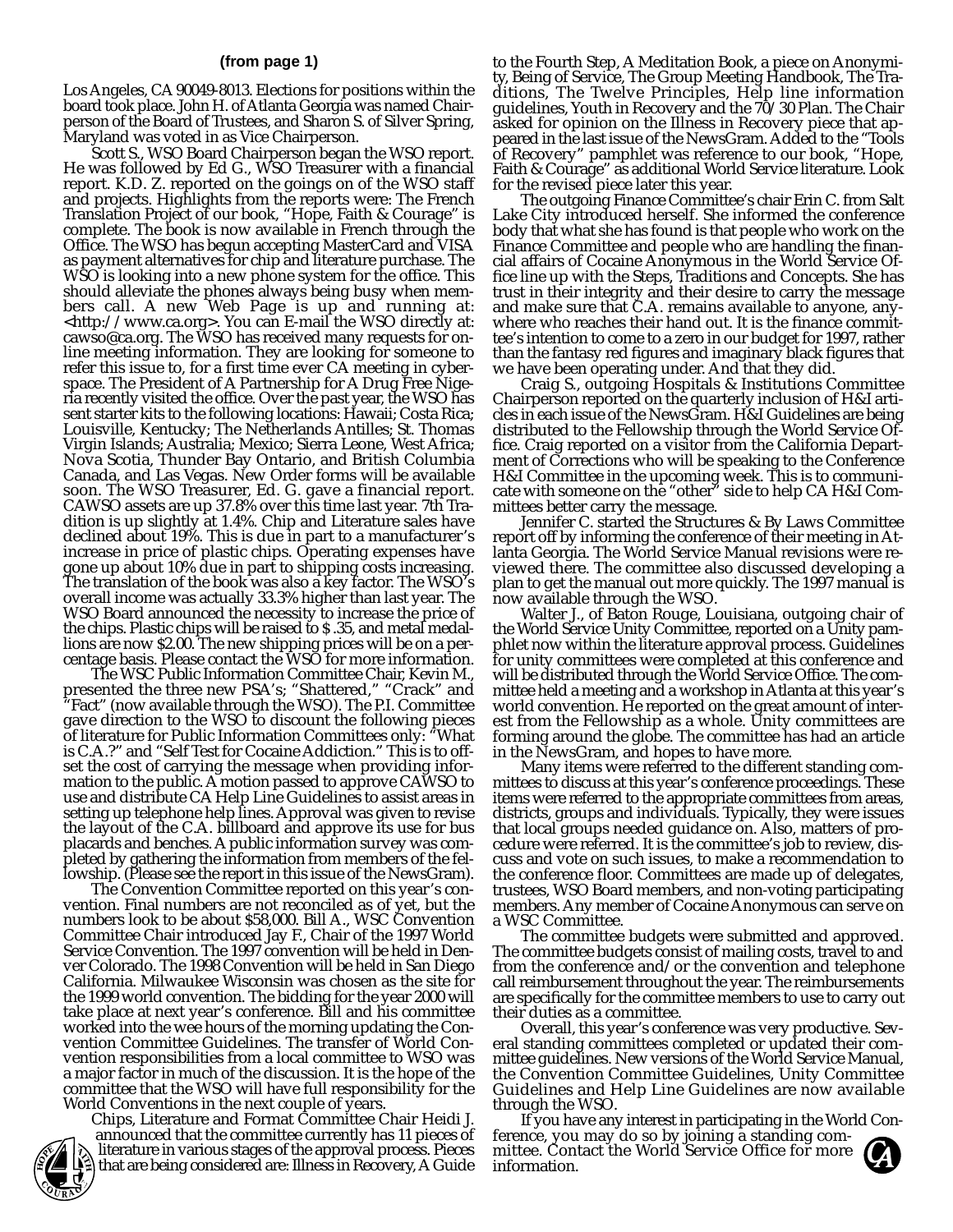**(from page 1)**

Los Angeles, CA 90049-8013. Elections for positions within the board took place. John H. of Atlanta Georgia was named Chairperson of the Board of Trustees, and Sharon S. of Silver Spring, Maryland was voted in as Vice Chairperson.

Scott S., WSO Board Chairperson began the WSO report. He was followed by Ed G., WSO Treasurer with a financial report. K.D. Z. reported on the goings on of the WSO staff and projects. Highlights from the reports were: The French Translation Project of our book, "Hope, Faith & Courage" is complete. The book is now available in French through the Office. The WSO has begun accepting MasterCard and VISA as payment alternatives for chip and literature purchase. The WSO is looking into a new phone system for the office. This should alleviate the phones always being busy when members call. A new Web Page is up and running at: <http://www.ca.org>. You can E-mail the WSO directly at: cawso@ca.org. The WSO has received many requests for online meeting information. They are looking for someone to refer this issue to, for a first time ever CA meeting in cyberspace. The President of A Partnership for A Drug Free Nigeria recently visited the office. Over the past year, the WSO has sent starter kits to the following locations: Hawaii; Costa Rica; Louisville, Kentucky; The Netherlands Antilles; St. Thomas Virgin Islands; Australia; Mexico; Sierra Leone, West Africa; Nova Scotia, Thunder Bay Ontario, and British Columbia Canada, and Las Vegas. New Order forms will be available soon. The WSO Treasurer, Ed. G. gave a financial report. CAWSO assets are up 37.8% over this time last year. 7th Tradition is up slightly at 1.4%. Chip and Literature sales have declined about 19%. This is due in part to a manufacturer's increase in price of plastic chips. Operating expenses have gone up about 10% due in part to shipping costs increasing. The translation of the book was also a key factor. The WSO's overall income was actually 33.3% higher than last year. The WSO Board announced the necessity to increase the price of the chips. Plastic chips will be raised to $ .35, and metal medallions are now $2.00. The new shipping prices will be on a percentage basis. Please contact the WSO for more information.

The WSC Public Information Committee Chair, Kevin M., presented the three new PSA's; "Shattered," "Crack" and "Fact" (now available through the WSO). The P.I. Committee gave direction to the WSO to discount the following pieces of literature for Public Information Committees only: "What is C.A.?" and "Self Test for Cocaine Addiction." This is to offset the cost of carrying the message when providing information to the public. A motion passed to approve CAWSO to use and distribute CA Help Line Guidelines to assist areas in setting up telephone help lines. Approval was given to revise the layout of the C.A. billboard and approve its use for bus placards and benches. A public information survey was completed by gathering the information from members of the fellowship. (Please see the report in this issue of the NewsGram).

The Convention Committee reported on this year's convention. Final numbers are not reconciled as of yet, but the numbers look to be about $58,000. Bill A., WSC Convention Committee Chair introduced Jay F., Chair of the 1997 World Service Convention. The 1997 convention will be held in Denver Colorado. The 1998 Convention will be held in San Diego California. Milwaukee Wisconsin was chosen as the site for the 1999 world convention. The bidding for the year 2000 will take place at next year's conference. Bill and his committee worked into the wee hours of the morning updating the Convention Committee Guidelines. The transfer of World Convention responsibilities from a local committee to WSO was a major factor in much of the discussion. It is the hope of the committee that the WSO will have full responsibility for the World Conventions in the next couple of years.

Chips, Literature and Format Committee Chair Heidi J. announced that the committee currently has 11 pieces of literature in various stages of the approval process. Pieces that are being considered are: Illness in Recovery, A Guide to the Fourth Step, A Meditation Book, a piece on Anonymity, Being of Service, The Group Meeting Handbook, The Traditions, The Twelve Principles, Help line information guidelines, Youth in Recovery and the 70/30 Plan. The Chair asked for opinion on the Illness in Recovery piece that appeared in the last issue of the NewsGram. Added to the "Tools of Recovery" pamphlet was reference to our book, "Hope, Faith & Courage" as additional World Service literature. Look for the revised piece later this year.

The outgoing Finance Committee's chair Erin C. from Salt Lake City introduced herself. She informed the conference body that what she has found is that people who work on the Finance Committee and people who are handling the financial affairs of Cocaine Anonymous in the World Service Office line up with the Steps, Traditions and Concepts. She has trust in their integrity and their desire to carry the message and make sure that C.A. remains available to anyone, anywhere who reaches their hand out. It is the finance committee's intention to come to a zero in our budget for 1997, rather than the fantasy red figures and imaginary black figures that we have been operating under. And that they did.

Craig S., outgoing Hospitals & Institutions Committee Chairperson reported on the quarterly inclusion of H&I articles in each issue of the NewsGram. H&I Guidelines are being distributed to the Fellowship through the World Service Office. Craig reported on a visitor from the California Department of Corrections who will be speaking to the Conference H&I Committee in the upcoming week. This is to communicate with someone on the "other" side to help CA H&I Committees better carry the message.

Jennifer C. started the Structures & By Laws Committee report off by informing the conference of their meeting in Atlanta Georgia. The World Service Manual revisions were reviewed there. The committee also discussed developing a plan to get the manual out more quickly. The 1997 manual is now available through the WSO.

Walter J., of Baton Rouge, Louisiana, outgoing chair of the World Service Unity Committee, reported on a Unity pamphlet now within the literature approval process. Guidelines for unity committees were completed at this conference and will be distributed through the World Service Office. The committee held a meeting and a workshop in Atlanta at this year's world convention. He reported on the great amount of interest from the Fellowship as a whole. Unity committees are forming around the globe. The committee has had an article in the NewsGram, and hopes to have more.

Many items were referred to the different standing committees to discuss at this year's conference proceedings. These items were referred to the appropriate committees from areas, districts, groups and individuals. Typically, they were issues that local groups needed guidance on. Also, matters of procedure were referred. It is the committee's job to review, discuss and vote on such issues, to make a recommendation to the conference floor. Committees are made up of delegates, trustees, WSO Board members, and non-voting participating members. Any member of Cocaine Anonymous can serve on a WSC Committee.

The committee budgets were submitted and approved. The committee budgets consist of mailing costs, travel to and from the conference and/or the convention and telephone call reimbursement throughout the year. The reimbursements are specifically for the committee members to use to carry out their duties as a committee.

Overall, this year's conference was very productive. Several standing committees completed or updated their committee guidelines. New versions of the World Service Manual, the Convention Committee Guidelines, Unity Committee Guidelines and Help Line Guidelines are now available through the WSO.

If you have any interest in participating in the World Conference, you may do so by joining a standing committee. Contact the World Service Office for more information.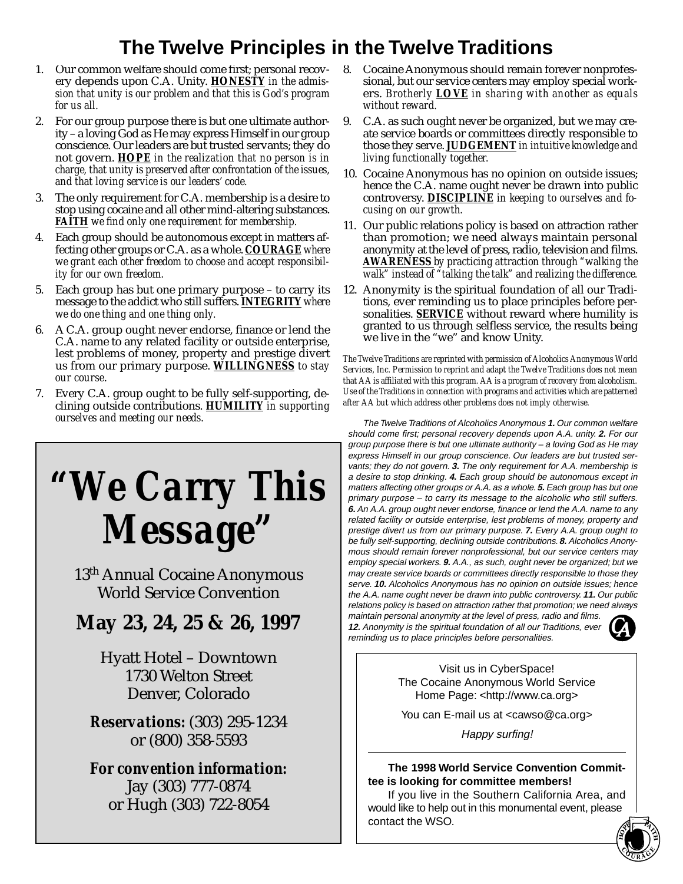# The Twelve Principles in the Twelve Traditions

1. Our common welfare should come first; personal recovery depends upon C.A. Unity. **HONESTY** *in the admission that unity is our problem and that this is God's program for us all.*
2. For our group purpose there is but one ultimate authority – a loving God as He may express Himself in our group conscience. Our leaders are but trusted servants; they do not govern. **HOPE** *in the realization that no person is in charge, that unity is preserved after confrontation of the issues, and that loving service is our leaders' code.*
3. The only requirement for C.A. membership is a desire to stop using cocaine and all other mind-altering substances. **FAITH** *we find only one requirement for membership.*
4. Each group should be autonomous except in matters affecting other groups or C.A. as a whole. **COURAGE** *where we grant each other freedom to choose and accept responsibility for our own freedom.*
5. Each group has but one primary purpose – to carry its message to the addict who still suffers. **INTEGRITY** *where we do one thing and one thing only.*
6. A C.A. group ought never endorse, finance or lend the C.A. name to any related facility or outside enterprise, lest problems of money, property and prestige divert us from our primary purpose. **WILLINGNESS** *to stay our course.*
7. Every C.A. group ought to be fully self-supporting, declining outside contributions. **HUMILITY** *in supporting ourselves and meeting our needs.*
8. Cocaine Anonymous should remain forever nonprofessional, but our service centers may employ special workers. *Brotherly* **LOVE** *in sharing with another as equals without reward.*
9. C.A. as such ought never be organized, but we may create service boards or committees directly responsible to those they serve. **JUDGEMENT** *in intuitive knowledge and living functionally together.*
10. Cocaine Anonymous has no opinion on outside issues; hence the C.A. name ought never be drawn into public controversy. **DISCIPLINE** *in keeping to ourselves and focusing on our growth.*
11. Our public relations policy is based on attraction rather than promotion; we need always maintain personal anonymity at the level of press, radio, television and films. **AWARENESS** *by practicing attraction through "walking the walk" instead of "talking the talk" and realizing the difference.*
12. Anonymity is the spiritual foundation of all our Traditions, ever reminding us to place principles before personalities. **SERVICE** without reward where humility is granted to us through selfless service, the results being we live in the "we" and know Unity.

*The Twelve Traditions are reprinted with permission of Alcoholics Anonymous World Services, Inc. Permission to reprint and adapt the Twelve Traditions does not mean that AA is affiliated with this program. AA is a program of recovery from alcoholism. Use of the Traditions in connection with programs and activities which are patterned after AA but which address other problems does not imply otherwise.*

*The Twelve Traditions of Alcoholics Anonymous* ***1.*** *Our common welfare should come first; personal recovery depends upon A.A. unity.* ***2.*** *For our group purpose there is but one ultimate authority – a loving God as He may express Himself in our group conscience. Our leaders are but trusted servants; they do not govern.* ***3.*** *The only requirement for A.A. membership is a desire to stop drinking.* ***4.*** *Each group should be autonomous except in matters affecting other groups or A.A. as a whole.* ***5.*** *Each group has but one primary purpose – to carry its message to the alcoholic who still suffers.* ***6.*** *An A.A. group ought never endorse, finance or lend the A.A. name to any related facility or outside enterprise, lest problems of money, property and prestige divert us from our primary purpose.* ***7.*** *Every A.A. group ought to be fully self-supporting, declining outside contributions.* ***8.*** *Alcoholics Anonymous should remain forever nonprofessional, but our service centers may employ special workers.* ***9.*** *A.A., as such, ought never be organized; but we may create service boards or committees directly responsible to those they serve.* ***10.*** *Alcoholics Anonymous has no opinion on outside issues; hence the A.A. name ought never be drawn into public controversy.* ***11.*** *Our public relations policy is based on attraction rather that promotion; we need always maintain personal anonymity at the level of press, radio and films.* ***12.*** *Anonymity is the spiritual foundation of all our Traditions, ever reminding us to place principles before personalities.*

---

# *"We Carry This Message"*

13th Annual Cocaine Anonymous World Service Convention

**May 23, 24, 25 & 26, 1997**

Hyatt Hotel – Downtown
1730 Welton Street
Denver, Colorado

***Reservations:*** (303) 295-1234
or (800) 358-5593

***For convention information:***
Jay (303) 777-0874
or Hugh (303) 722-8054

---

Visit us in CyberSpace!
The Cocaine Anonymous World Service Home Page: <http://www.ca.org>

You can E-mail us at <cawso@ca.org>

*Happy surfing!*

**The 1998 World Service Convention Committee is looking for committee members!**

If you live in the Southern California Area, and would like to help out in this monumental event, please contact the WSO.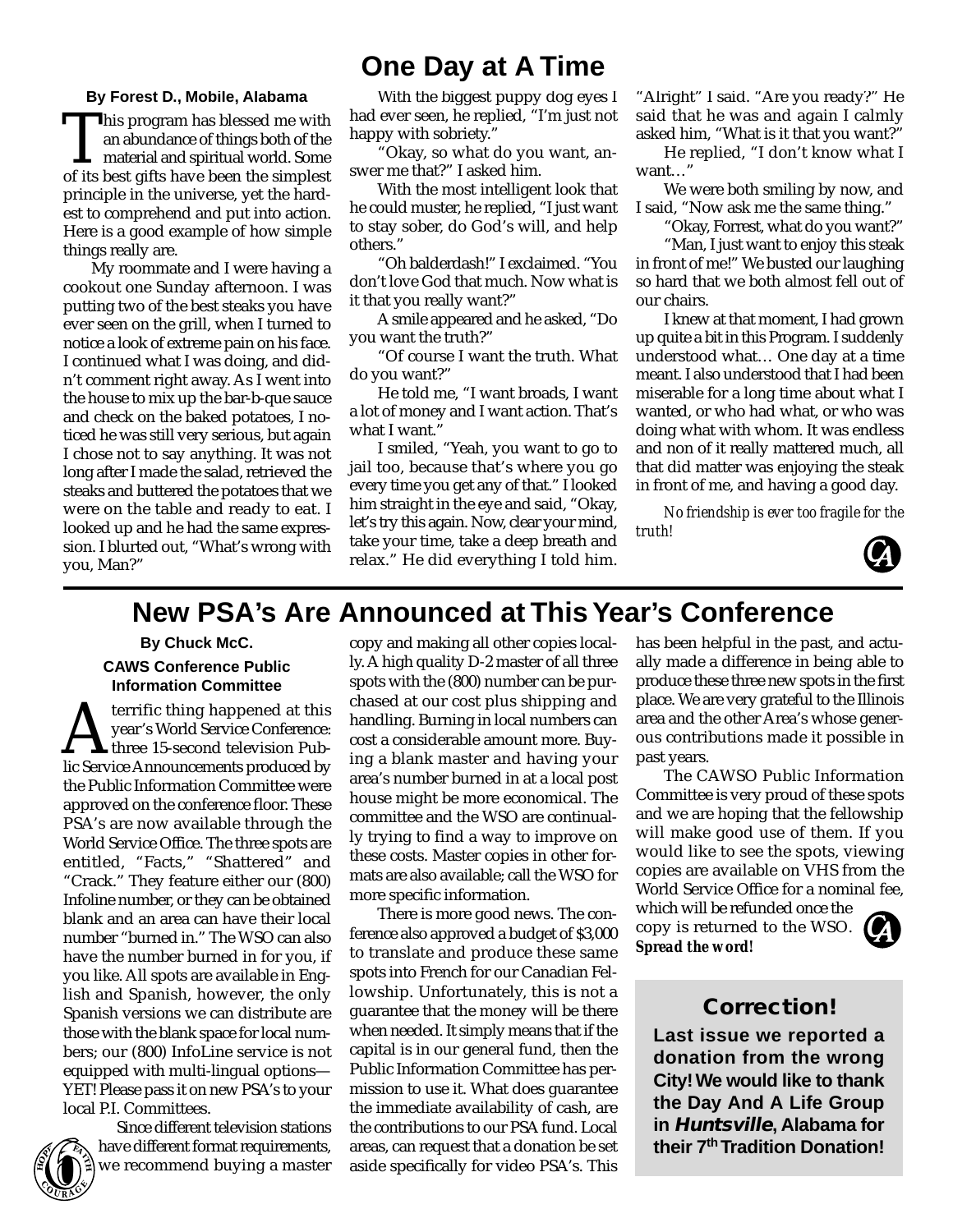# One Day at A Time

**By Forest D., Mobile, Alabama**

This program has blessed me with an abundance of things both of the material and spiritual world. Some of its best gifts have been the simplest principle in the universe, yet the hardest to comprehend and put into action. Here is a good example of how simple things really are.

My roommate and I were having a cookout one Sunday afternoon. I was putting two of the best steaks you have ever seen on the grill, when I turned to notice a look of extreme pain on his face. I continued what I was doing, and didn't comment right away. As I went into the house to mix up the bar-b-que sauce and check on the baked potatoes, I noticed he was still very serious, but again I chose not to say anything. It was not long after I made the salad, retrieved the steaks and buttered the potatoes that we were on the table and ready to eat. I looked up and he had the same expression. I blurted out, "What's wrong with you, Man?"

With the biggest puppy dog eyes I had ever seen, he replied, "I'm just not happy with sobriety."

"Okay, so what do you want, answer me that?" I asked him.

With the most intelligent look that he could muster, he replied, "I just want to stay sober, do God's will, and help others."

"Oh balderdash!" I exclaimed. "You don't love God that much. Now what is it that you really want?"

A smile appeared and he asked, "Do you want the truth?"

"Of course I want the truth. What do you want?"

He told me, "I want broads, I want a lot of money and I want action. That's what I want."

I smiled, "Yeah, you want to go to jail too, because that's where you go every time you get any of that." I looked him straight in the eye and said, "Okay, let's try this again. Now, clear your mind, take your time, take a deep breath and relax." He did everything I told him. "Alright" I said. "Are you ready?" He said that he was and again I calmly asked him, "What is it that you want?"

He replied, "I don't know what I want…"

We were both smiling by now, and I said, "Now ask me the same thing."

"Okay, Forrest, what do you want?"

"Man, I just want to enjoy this steak in front of me!" We busted our laughing so hard that we both almost fell out of our chairs.

I knew at that moment, I had grown up quite a bit in this Program. I suddenly understood what… One day at a time meant. I also understood that I had been miserable for a long time about what I wanted, or who had what, or who was doing what with whom. It was endless and non of it really mattered much, all that did matter was enjoying the steak in front of me, and having a good day.

*No friendship is ever too fragile for the truth!*

# New PSA's Are Announced at This Year's Conference

**By Chuck McC.**
**CAWS Conference Public Information Committee**

A terrific thing happened at this year's World Service Conference: three 15-second television Public Service Announcements produced by the Public Information Committee were approved on the conference floor. These PSA's are now available through the World Service Office. The three spots are entitled, "Facts," "Shattered" and "Crack." They feature either our (800) Infoline number, or they can be obtained blank and an area can have their local number "burned in." The WSO can also have the number burned in for you, if you like. All spots are available in English and Spanish, however, the only Spanish versions we can distribute are those with the blank space for local numbers; our (800) InfoLine service is not equipped with multi-lingual options—YET! Please pass it on new PSA's to your local P.I. Committees.

Since different television stations have different format requirements, we recommend buying a master copy and making all other copies locally. A high quality D-2 master of all three spots with the (800) number can be purchased at our cost plus shipping and handling. Burning in local numbers can cost a considerable amount more. Buying a blank master and having your area's number burned in at a local post house might be more economical. The committee and the WSO are continually trying to find a way to improve on these costs. Master copies in other formats are also available; call the WSO for more specific information.

There is more good news. The conference also approved a budget of $3,000 to translate and produce these same spots into French for our Canadian Fellowship. Unfortunately, this is not a guarantee that the money will be there when needed. It simply means that if the capital is in our general fund, then the Public Information Committee has permission to use it. What does guarantee the immediate availability of cash, are the contributions to our PSA fund. Local areas, can request that a donation be set aside specifically for video PSA's. This has been helpful in the past, and actually made a difference in being able to produce these three new spots in the first place. We are very grateful to the Illinois area and the other Area's whose generous contributions made it possible in past years.

The CAWSO Public Information Committee is very proud of these spots and we are hoping that the fellowship will make good use of them. If you would like to see the spots, viewing copies are available on VHS from the World Service Office for a nominal fee, which will be refunded once the copy is returned to the WSO. ***Spread the word!***

## Correction!

**Last issue we reported a donation from the wrong City! We would like to thank the Day And A Life Group in *Huntsville*, Alabama for their 7th Tradition Donation!**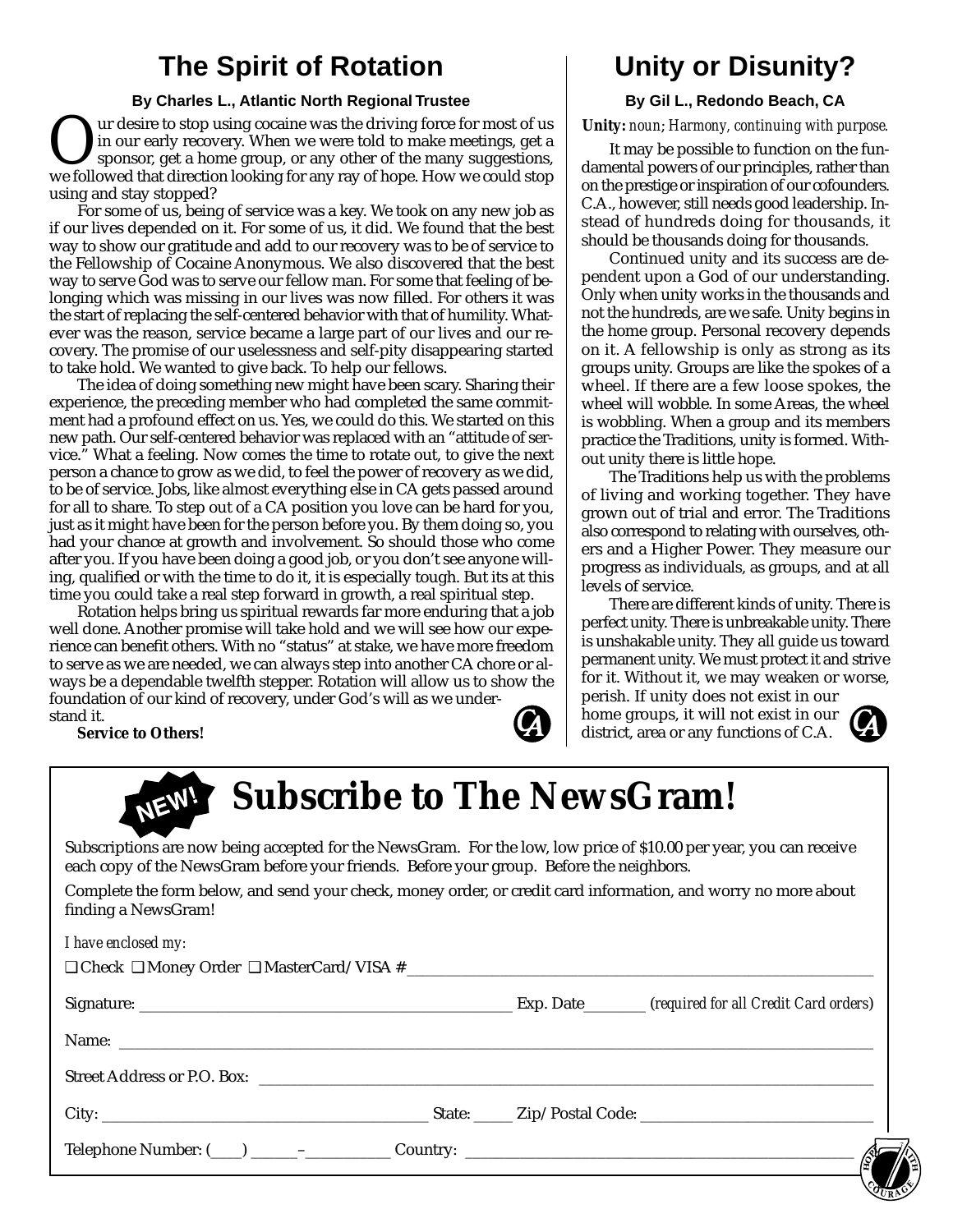## The Spirit of Rotation

**By Charles L., Atlantic North Regional Trustee**

Our desire to stop using cocaine was the driving force for most of us in our early recovery. When we were told to make meetings, get a sponsor, get a home group, or any other of the many suggestions, we followed that direction looking for any ray of hope. How we could stop using and stay stopped?

For some of us, being of service was a key. We took on any new job as if our lives depended on it. For some of us, it did. We found that the best way to show our gratitude and add to our recovery was to be of service to the Fellowship of Cocaine Anonymous. We also discovered that the best way to serve God was to serve our fellow man. For some that feeling of belonging which was missing in our lives was now filled. For others it was the start of replacing the self-centered behavior with that of humility. Whatever was the reason, service became a large part of our lives and our recovery. The promise of our uselessness and self-pity disappearing started to take hold. We wanted to give back. To help our fellows.

The idea of doing something new might have been scary. Sharing their experience, the preceding member who had completed the same commitment had a profound effect on us. Yes, we could do this. We started on this new path. Our self-centered behavior was replaced with an "attitude of service." What a feeling. Now comes the time to rotate out, to give the next person a chance to grow as we did, to feel the power of recovery as we did, to be of service. Jobs, like almost everything else in CA gets passed around for all to share. To step out of a CA position you love can be hard for you, just as it might have been for the person before you. By them doing so, you had your chance at growth and involvement. So should those who come after you. If you have been doing a good job, or you don't see anyone willing, qualified or with the time to do it, it is especially tough. But its at this time you could take a real step forward in growth, a real spiritual step.

Rotation helps bring us spiritual rewards far more enduring that a job well done. Another promise will take hold and we will see how our experience can benefit others. With no "status" at stake, we have more freedom to serve as we are needed, we can always step into another CA chore or always be a dependable twelfth stepper. Rotation will allow us to show the foundation of our kind of recovery, under God's will as we understand it.

**Service to Others!**

## Unity or Disunity?

**By Gil L., Redondo Beach, CA**

**Unity:** *noun; Harmony, continuing with purpose.*

It may be possible to function on the fundamental powers of our principles, rather than on the prestige or inspiration of our cofounders. C.A., however, still needs good leadership. Instead of hundreds doing for thousands, it should be thousands doing for thousands.

Continued unity and its success are dependent upon a God of our understanding. Only when unity works in the thousands and not the hundreds, are we safe. Unity begins in the home group. Personal recovery depends on it. A fellowship is only as strong as its groups unity. Groups are like the spokes of a wheel. If there are a few loose spokes, the wheel will wobble. In some Areas, the wheel is wobbling. When a group and its members practice the Traditions, unity is formed. Without unity there is little hope.

The Traditions help us with the problems of living and working together. They have grown out of trial and error. The Traditions also correspond to relating with ourselves, others and a Higher Power. They measure our progress as individuals, as groups, and at all levels of service.

There are different kinds of unity. There is perfect unity. There is unbreakable unity. There is unshakable unity. They all guide us toward permanent unity. We must protect it and strive for it. Without it, we may weaken or worse, perish. If unity does not exist in our home groups, it will not exist in our district, area or any functions of C.A.

## NEW! Subscribe to The NewsGram!

Subscriptions are now being accepted for the NewsGram. For the low, low price of $10.00 per year, you can receive each copy of the NewsGram before your friends. Before your group. Before the neighbors.

Complete the form below, and send your check, money order, or credit card information, and worry no more about finding a NewsGram!

*I have enclosed my:*

❑ Check ❑ Money Order ❑ MasterCard/VISA #\_\_\_\_\_\_\_\_\_\_\_\_\_\_\_\_\_\_\_\_

Signature: \_\_\_\_\_\_\_\_\_\_\_\_\_\_\_\_\_\_\_\_ Exp. Date\_\_\_\_\_\_\_ *(required for all Credit Card orders)*

Name: \_\_\_\_\_\_\_\_\_\_\_\_\_\_\_\_\_\_\_\_

Street Address or P.O. Box: \_\_\_\_\_\_\_\_\_\_\_\_\_\_\_\_\_\_\_\_

City: \_\_\_\_\_\_\_\_\_\_\_\_\_\_\_\_\_\_\_\_ State: \_\_\_\_\_ Zip/Postal Code: \_\_\_\_\_\_\_\_\_\_\_\_\_\_\_\_\_\_\_\_

Telephone Number: (\_\_\_\_) \_\_\_\_\_\_–\_\_\_\_\_\_\_\_\_\_ Country: \_\_\_\_\_\_\_\_\_\_\_\_\_\_\_\_\_\_\_\_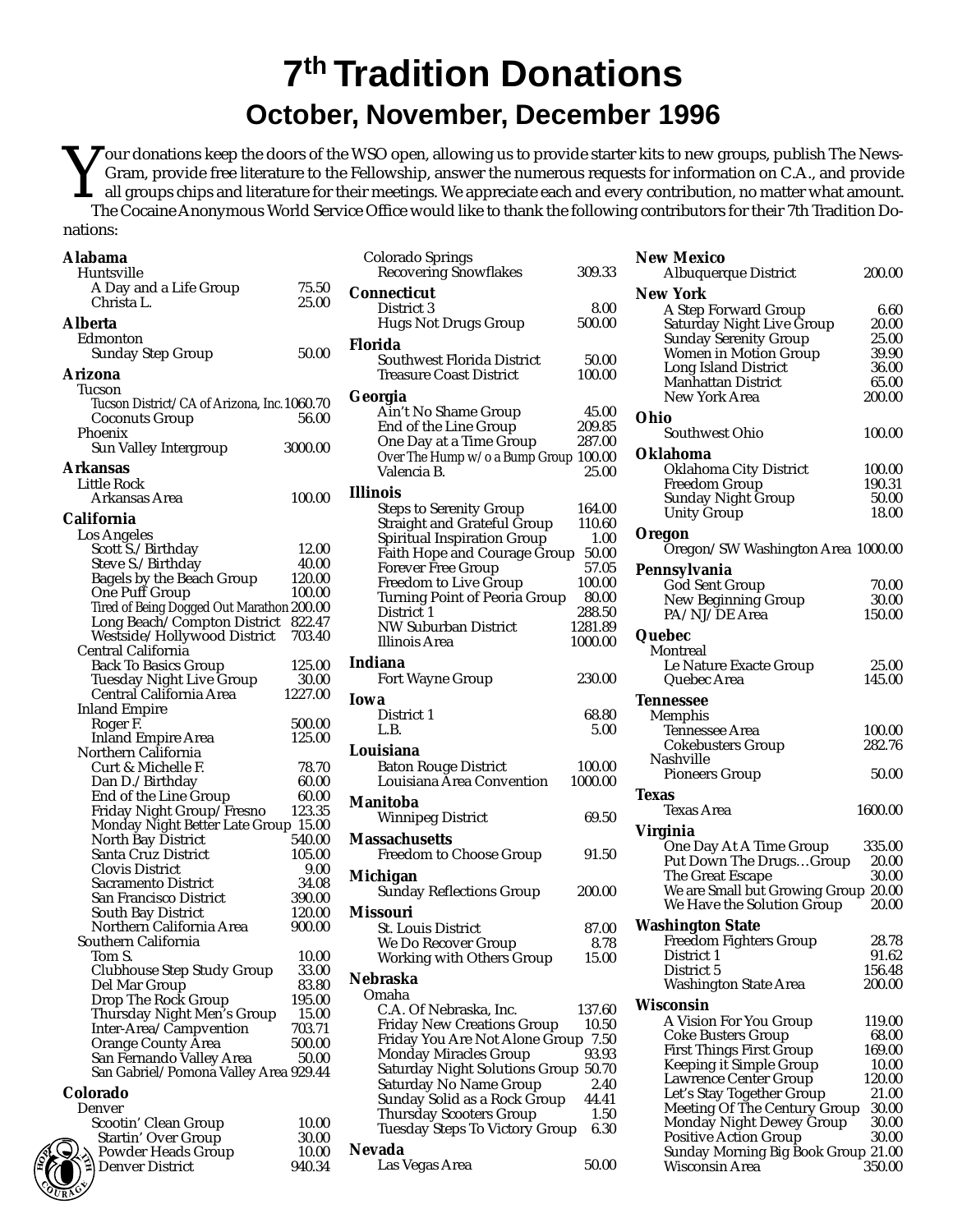# 7th Tradition Donations

## October, November, December 1996

Your donations keep the doors of the WSO open, allowing us to provide starter kits to new groups, publish The NewsGram, provide free literature to the Fellowship, answer the numerous requests for information on C.A., and provide all groups chips and literature for their meetings. We appreciate each and every contribution, no matter what amount.

The Cocaine Anonymous World Service Office would like to thank the following contributors for their 7th Tradition Donations:

**Alabama**
Huntsville
- A Day and a Life Group 75.50
- Christa L. 25.00

**Alberta**
Edmonton
- Sunday Step Group 50.00

**Arizona**
Tucson
- Tucson District/CA of Arizona, Inc. 1060.70
- Coconuts Group 56.00

Phoenix
- Sun Valley Intergroup 3000.00

**Arkansas**
Little Rock
- Arkansas Area 100.00

**California**
Los Angeles
- Scott S./Birthday 12.00
- Steve S./Birthday 40.00
- Bagels by the Beach Group 120.00
- One Puff Group 100.00
- Tired of Being Dogged Out Marathon 200.00
- Long Beach/Compton District 822.47
- Westside/Hollywood District 703.40

Central California
- Back To Basics Group 125.00
- Tuesday Night Live Group 30.00
- Central California Area 1227.00

Inland Empire
- Roger F. 500.00
- Inland Empire Area 125.00

Northern California
- Curt & Michelle F. 78.70
- Dan D./Birthday 60.00
- End of the Line Group 60.00
- Friday Night Group/Fresno 123.35
- Monday Night Better Late Group 15.00
- North Bay District 540.00
- Santa Cruz District 105.00
- Clovis District 9.00
- Sacramento District 34.08
- San Francisco District 390.00
- South Bay District 120.00
- Northern California Area 900.00

Southern California
- Tom S. 10.00
- Clubhouse Step Study Group 33.00
- Del Mar Group 83.80
- Drop The Rock Group 195.00
- Thursday Night Men's Group 15.00
- Inter-Area/Campvention 703.71
- Orange County Area 500.00
- San Fernando Valley Area 50.00
- San Gabriel/Pomona Valley Area 929.44

**Colorado**
Denver
- Scootin' Clean Group 10.00
- Startin' Over Group 30.00
- Powder Heads Group 10.00
- Denver District 940.34

Colorado Springs
- Recovering Snowflakes 309.33

**Connecticut**
- District 3 8.00
- Hugs Not Drugs Group 500.00

**Florida**
- Southwest Florida District 50.00
- Treasure Coast District 100.00

**Georgia**
- Ain't No Shame Group 45.00
- End of the Line Group 209.85
- One Day at a Time Group 287.00
- Over The Hump w/o a Bump Group 100.00
- Valencia B. 25.00

**Illinois**
- Steps to Serenity Group 164.00
- Straight and Grateful Group 110.60
- Spiritual Inspiration Group 1.00
- Faith Hope and Courage Group 50.00
- Forever Free Group 57.05
- Freedom to Live Group 100.00
- Turning Point of Peoria Group 80.00
- District 1 288.50
- NW Suburban District 1281.89
- Illinois Area 1000.00

**Indiana**
- Fort Wayne Group 230.00

**Iowa**
- District 1 68.80
- L.B. 5.00

**Louisiana**
- Baton Rouge District 100.00
- Louisiana Area Convention 1000.00

**Manitoba**
- Winnipeg District 69.50

**Massachusetts**
- Freedom to Choose Group 91.50

**Michigan**
- Sunday Reflections Group 200.00

**Missouri**
- St. Louis District 87.00
- We Do Recover Group 8.78
- Working with Others Group 15.00

**Nebraska**
Omaha
- C.A. Of Nebraska, Inc. 137.60
- Friday New Creations Group 10.50
- Friday You Are Not Alone Group 7.50
- Monday Miracles Group 93.93
- Saturday Night Solutions Group 50.70
- Saturday No Name Group 2.40
- Sunday Solid as a Rock Group 44.41
- Thursday Scooters Group 1.50
- Tuesday Steps To Victory Group 6.30

**Nevada**
- Las Vegas Area 50.00

**New Mexico**
- Albuquerque District 200.00

**New York**
- A Step Forward Group 6.60
- Saturday Night Live Group 20.00
- Sunday Serenity Group 25.00
- Women in Motion Group 39.90
- Long Island District 36.00
- Manhattan District 65.00
- New York Area 200.00

**Ohio**
- Southwest Ohio 100.00

**Oklahoma**
- Oklahoma City District 100.00
- Freedom Group 190.31
- Sunday Night Group 50.00
- Unity Group 18.00

**Oregon**
- Oregon/SW Washington Area 1000.00

**Pennsylvania**
- God Sent Group 70.00
- New Beginning Group 30.00
- PA/NJ/DE Area 150.00

**Quebec**
Montreal
- Le Nature Exacte Group 25.00
- Quebec Area 145.00

**Tennessee**
Memphis
- Tennessee Area 100.00
- Cokebusters Group 282.76

Nashville
- Pioneers Group 50.00

**Texas**
- Texas Area 1600.00

**Virginia**
- One Day At A Time Group 335.00
- Put Down The Drugs…Group 20.00
- The Great Escape 30.00
- We are Small but Growing Group 20.00
- We Have the Solution Group 20.00

**Washington State**
- Freedom Fighters Group 28.78
- District 1 91.62
- District 5 156.48
- Washington State Area 200.00

**Wisconsin**
- A Vision For You Group 119.00
- Coke Busters Group 68.00
- First Things First Group 169.00
- Keeping it Simple Group 10.00
- Lawrence Center Group 120.00
- Let's Stay Together Group 21.00
- Meeting Of The Century Group 30.00
- Monday Night Dewey Group 30.00
- Positive Action Group 30.00
- Sunday Morning Big Book Group 21.00
- Wisconsin Area 350.00